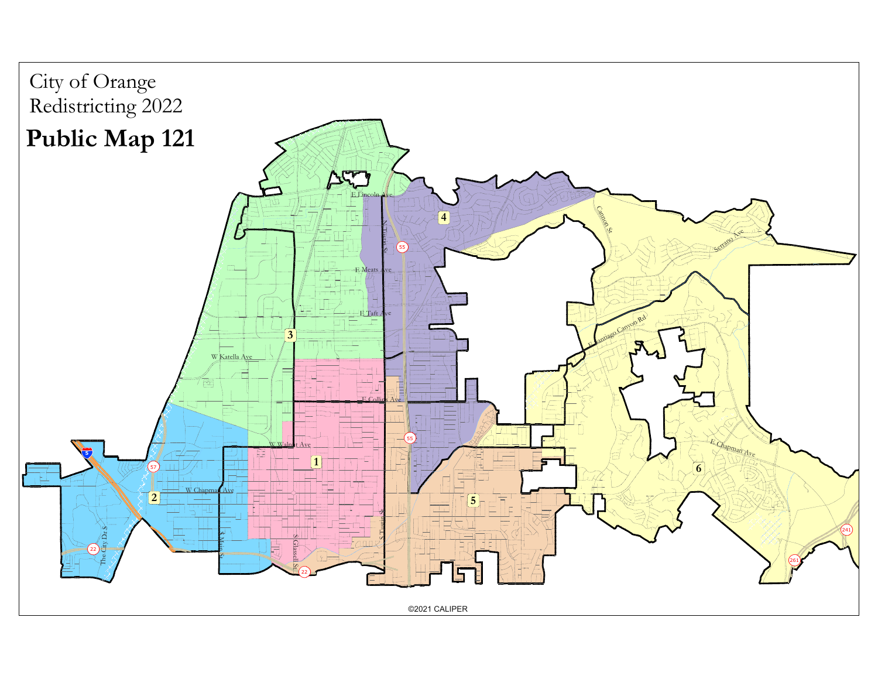City of Orange
Redistricting 2022

# Public Map 121

©2021 CALIPER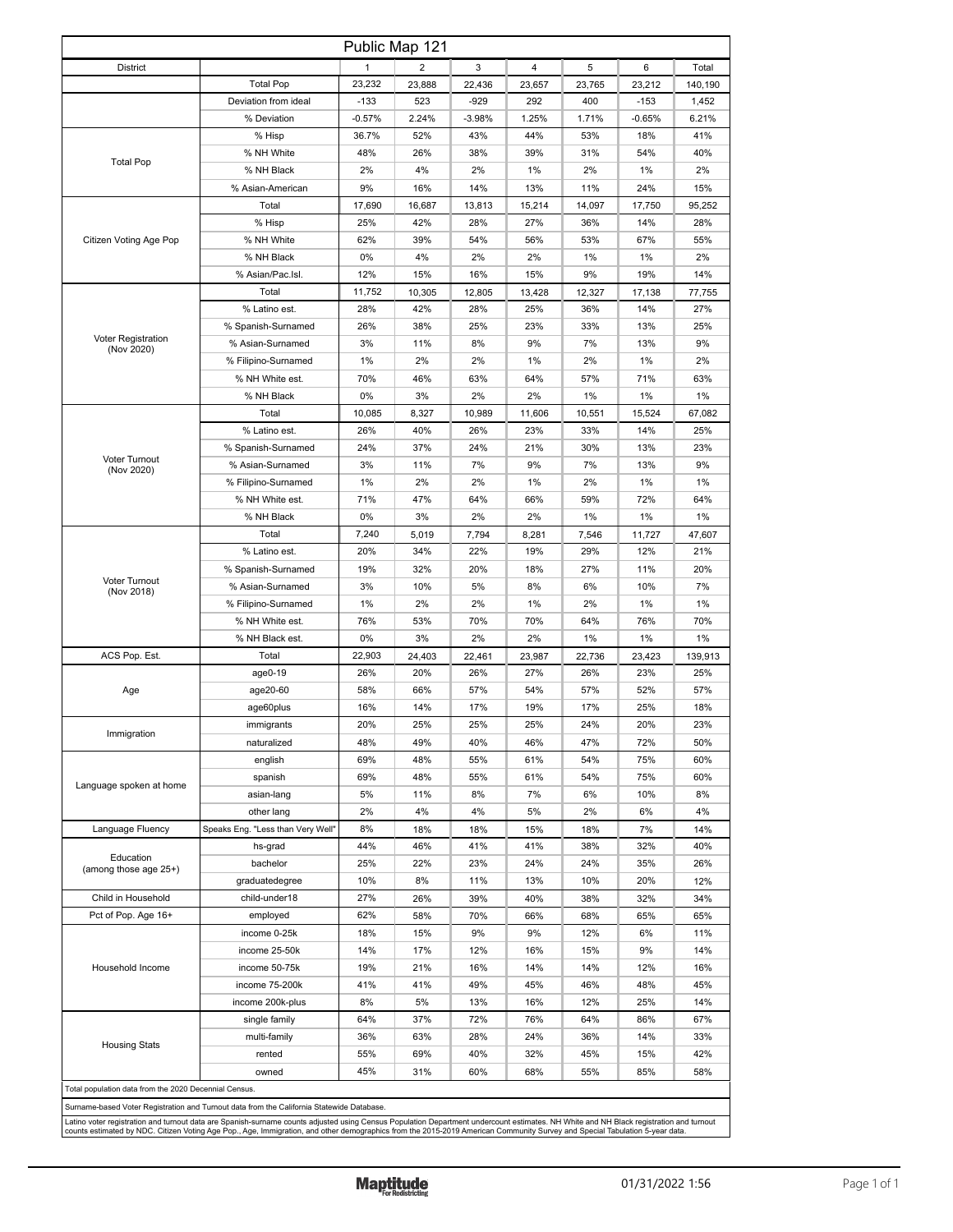# Public Map 121

| District | | 1 | 2 | 3 | 4 | 5 | 6 | Total |
|---|---|---|---|---|---|---|---|---|
| | Total Pop | 23,232 | 23,888 | 22,436 | 23,657 | 23,765 | 23,212 | 140,190 |
| | Deviation from ideal | -133 | 523 | -929 | 292 | 400 | -153 | 1,452 |
| | % Deviation | -0.57% | 2.24% | -3.98% | 1.25% | 1.71% | -0.65% | 6.21% |
| Total Pop | % Hisp | 36.7% | 52% | 43% | 44% | 53% | 18% | 41% |
| | % NH White | 48% | 26% | 38% | 39% | 31% | 54% | 40% |
| | % NH Black | 2% | 4% | 2% | 1% | 2% | 1% | 2% |
| | % Asian-American | 9% | 16% | 14% | 13% | 11% | 24% | 15% |
| Citizen Voting Age Pop | Total | 17,690 | 16,687 | 13,813 | 15,214 | 14,097 | 17,750 | 95,252 |
| | % Hisp | 25% | 42% | 28% | 27% | 36% | 14% | 28% |
| | % NH White | 62% | 39% | 54% | 56% | 53% | 67% | 55% |
| | % NH Black | 0% | 4% | 2% | 2% | 1% | 1% | 2% |
| | % Asian/Pac.Isl. | 12% | 15% | 16% | 15% | 9% | 19% | 14% |
| Voter Registration (Nov 2020) | Total | 11,752 | 10,305 | 12,805 | 13,428 | 12,327 | 17,138 | 77,755 |
| | % Latino est. | 28% | 42% | 28% | 25% | 36% | 14% | 27% |
| | % Spanish-Surnamed | 26% | 38% | 25% | 23% | 33% | 13% | 25% |
| | % Asian-Surnamed | 3% | 11% | 8% | 9% | 7% | 13% | 9% |
| | % Filipino-Surnamed | 1% | 2% | 2% | 1% | 2% | 1% | 2% |
| | % NH White est. | 70% | 46% | 63% | 64% | 57% | 71% | 63% |
| | % NH Black | 0% | 3% | 2% | 2% | 1% | 1% | 1% |
| Voter Turnout (Nov 2020) | Total | 10,085 | 8,327 | 10,989 | 11,606 | 10,551 | 15,524 | 67,082 |
| | % Latino est. | 26% | 40% | 26% | 23% | 33% | 14% | 25% |
| | % Spanish-Surnamed | 24% | 37% | 24% | 21% | 30% | 13% | 23% |
| | % Asian-Surnamed | 3% | 11% | 7% | 9% | 7% | 13% | 9% |
| | % Filipino-Surnamed | 1% | 2% | 2% | 1% | 2% | 1% | 1% |
| | % NH White est. | 71% | 47% | 64% | 66% | 59% | 72% | 64% |
| | % NH Black | 0% | 3% | 2% | 2% | 1% | 1% | 1% |
| Voter Turnout (Nov 2018) | Total | 7,240 | 5,019 | 7,794 | 8,281 | 7,546 | 11,727 | 47,607 |
| | % Latino est. | 20% | 34% | 22% | 19% | 29% | 12% | 21% |
| | % Spanish-Surnamed | 19% | 32% | 20% | 18% | 27% | 11% | 20% |
| | % Asian-Surnamed | 3% | 10% | 5% | 8% | 6% | 10% | 7% |
| | % Filipino-Surnamed | 1% | 2% | 2% | 1% | 2% | 1% | 1% |
| | % NH White est. | 76% | 53% | 70% | 70% | 64% | 76% | 70% |
| | % NH Black est. | 0% | 3% | 2% | 2% | 1% | 1% | 1% |
| ACS Pop. Est. | Total | 22,903 | 24,403 | 22,461 | 23,987 | 22,736 | 23,423 | 139,913 |
| Age | age0-19 | 26% | 20% | 26% | 27% | 26% | 23% | 25% |
| | age20-60 | 58% | 66% | 57% | 54% | 57% | 52% | 57% |
| | age60plus | 16% | 14% | 17% | 19% | 17% | 25% | 18% |
| Immigration | immigrants | 20% | 25% | 25% | 25% | 24% | 20% | 23% |
| | naturalized | 48% | 49% | 40% | 46% | 47% | 72% | 50% |
| Language spoken at home | english | 69% | 48% | 55% | 61% | 54% | 75% | 60% |
| | spanish | 69% | 48% | 55% | 61% | 54% | 75% | 60% |
| | asian-lang | 5% | 11% | 8% | 7% | 6% | 10% | 8% |
| | other lang | 2% | 4% | 4% | 5% | 2% | 6% | 4% |
| Language Fluency | Speaks Eng. "Less than Very Well" | 8% | 18% | 18% | 15% | 18% | 7% | 14% |
| Education (among those age 25+) | hs-grad | 44% | 46% | 41% | 41% | 38% | 32% | 40% |
| | bachelor | 25% | 22% | 23% | 24% | 24% | 35% | 26% |
| | graduatedegree | 10% | 8% | 11% | 13% | 10% | 20% | 12% |
| Child in Household | child-under18 | 27% | 26% | 39% | 40% | 38% | 32% | 34% |
| Pct of Pop. Age 16+ | employed | 62% | 58% | 70% | 66% | 68% | 65% | 65% |
| Household Income | income 0-25k | 18% | 15% | 9% | 9% | 12% | 6% | 11% |
| | income 25-50k | 14% | 17% | 12% | 16% | 15% | 9% | 14% |
| | income 50-75k | 19% | 21% | 16% | 14% | 14% | 12% | 16% |
| | income 75-200k | 41% | 41% | 49% | 45% | 46% | 48% | 45% |
| | income 200k-plus | 8% | 5% | 13% | 16% | 12% | 25% | 14% |
| Housing Stats | single family | 64% | 37% | 72% | 76% | 64% | 86% | 67% |
| | multi-family | 36% | 63% | 28% | 24% | 36% | 14% | 33% |
| | rented | 55% | 69% | 40% | 32% | 45% | 15% | 42% |
| | owned | 45% | 31% | 60% | 68% | 55% | 85% | 58% |

Total population data from the 2020 Decennial Census.

Surname-based Voter Registration and Turnout data from the California Statewide Database.

Latino voter registration and turnout data are Spanish-surname counts adjusted using Census Population Department undercount estimates. NH White and NH Black registration and turnout counts estimated by NDC. Citizen Voting Age Pop., Age, Immigration, and other demographics from the 2015-2019 American Community Survey and Special Tabulation 5-year data.

Maptitude For Redistricting

01/31/2022 1:56